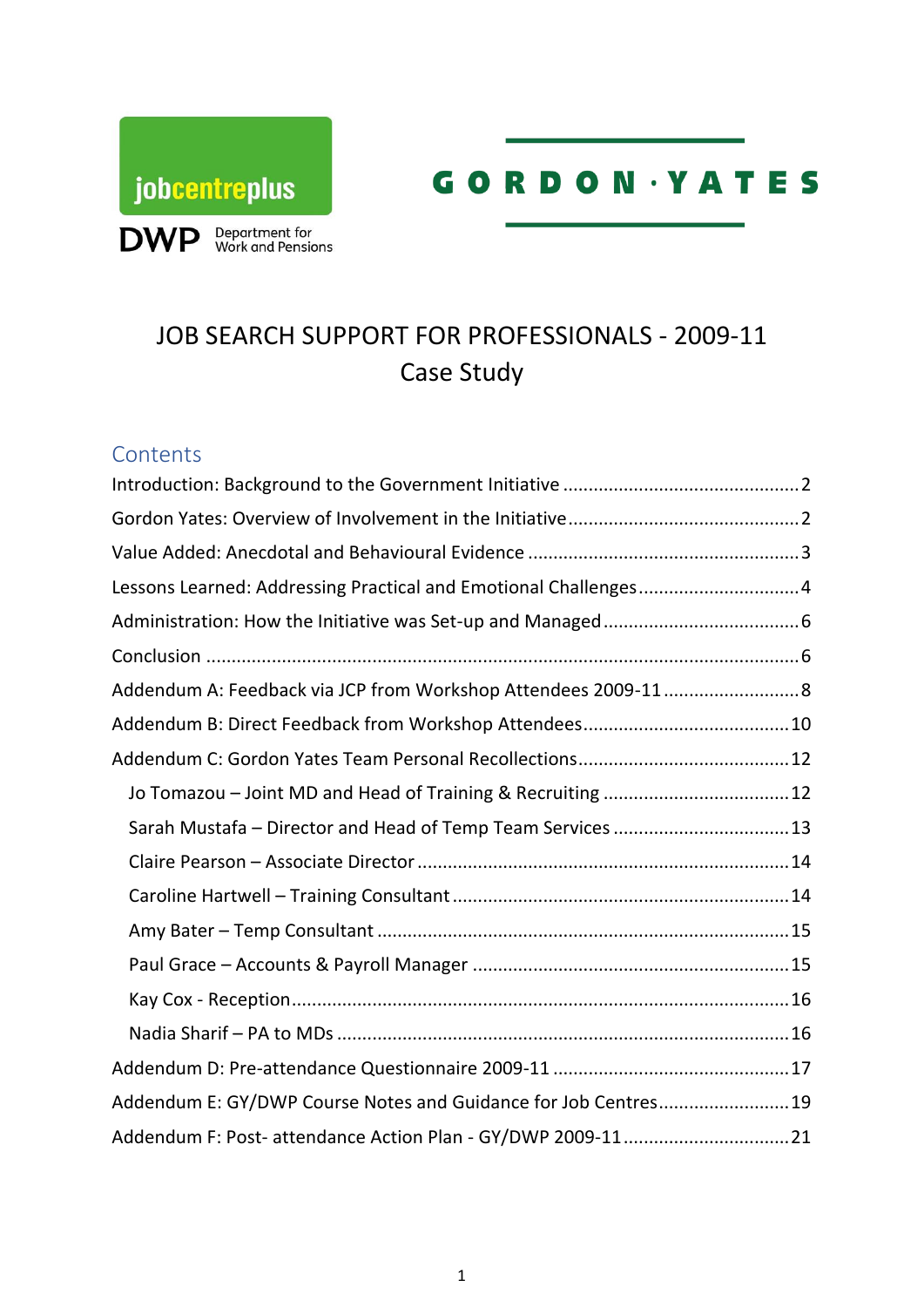jobcentreplus

DWP Department for Work and Pensions

GORDON·YATES

# JOB SEARCH SUPPORT FOR PROFESSIONALS - 2009-11
## Case Study

## Contents

Introduction: Background to the Government Initiative .......... 2

Gordon Yates: Overview of Involvement in the Initiative .......... 2

Value Added: Anecdotal and Behavioural Evidence .......... 3

Lessons Learned: Addressing Practical and Emotional Challenges .......... 4

Administration: How the Initiative was Set-up and Managed .......... 6

Conclusion .......... 6

Addendum A: Feedback via JCP from Workshop Attendees 2009-11 .......... 8

Addendum B: Direct Feedback from Workshop Attendees .......... 10

Addendum C: Gordon Yates Team Personal Recollections .......... 12

- Jo Tomazou – Joint MD and Head of Training & Recruiting .......... 12
- Sarah Mustafa – Director and Head of Temp Team Services .......... 13
- Claire Pearson – Associate Director .......... 14
- Caroline Hartwell – Training Consultant .......... 14
- Amy Bater – Temp Consultant .......... 15
- Paul Grace – Accounts & Payroll Manager .......... 15
- Kay Cox - Reception .......... 16
- Nadia Sharif – PA to MDs .......... 16

Addendum D: Pre-attendance Questionnaire 2009-11 .......... 17

Addendum E: GY/DWP Course Notes and Guidance for Job Centres .......... 19

Addendum F: Post- attendance Action Plan - GY/DWP 2009-11 .......... 21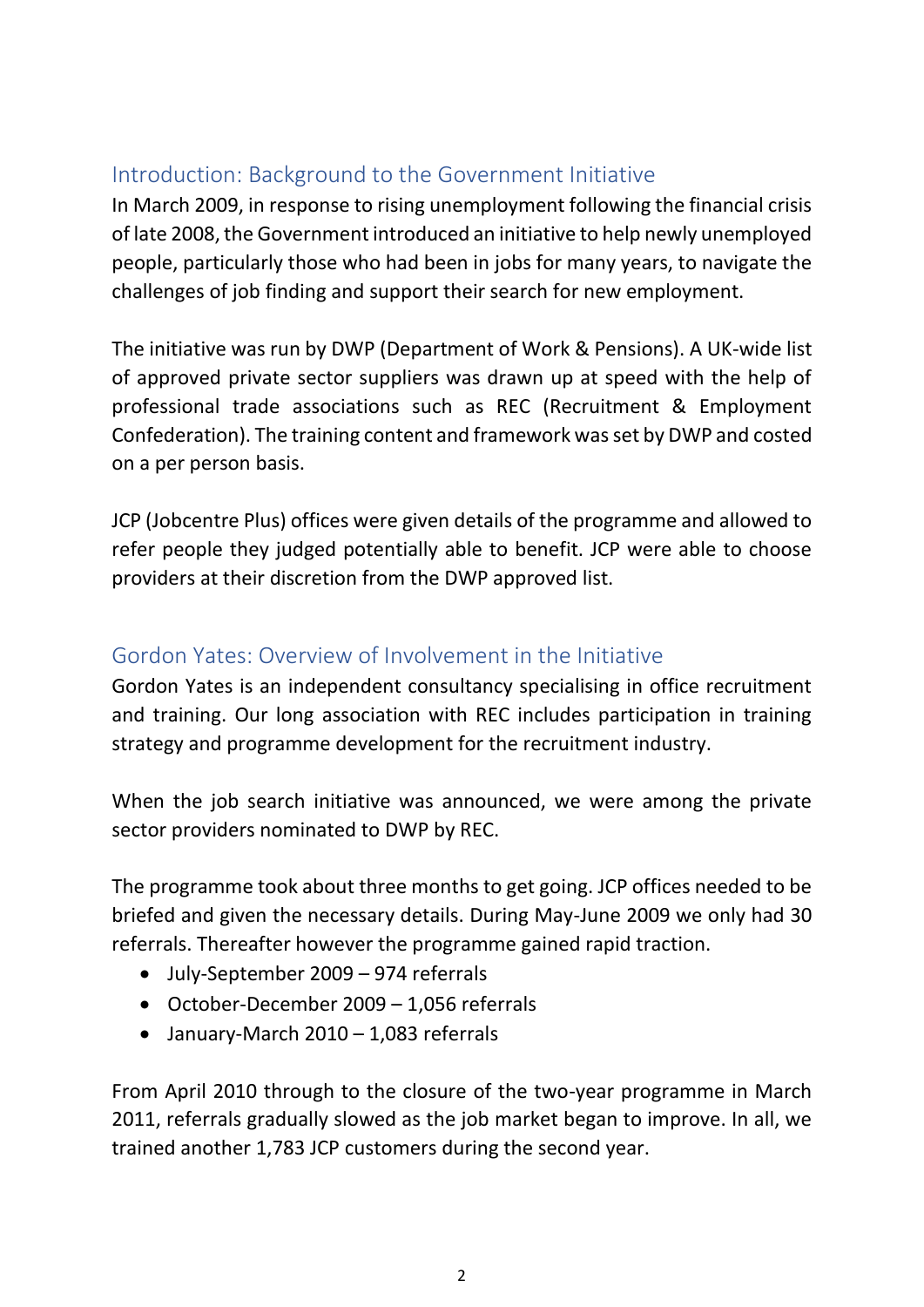## Introduction: Background to the Government Initiative

In March 2009, in response to rising unemployment following the financial crisis of late 2008, the Government introduced an initiative to help newly unemployed people, particularly those who had been in jobs for many years, to navigate the challenges of job finding and support their search for new employment.

The initiative was run by DWP (Department of Work & Pensions). A UK-wide list of approved private sector suppliers was drawn up at speed with the help of professional trade associations such as REC (Recruitment & Employment Confederation). The training content and framework was set by DWP and costed on a per person basis.

JCP (Jobcentre Plus) offices were given details of the programme and allowed to refer people they judged potentially able to benefit. JCP were able to choose providers at their discretion from the DWP approved list.

## Gordon Yates: Overview of Involvement in the Initiative

Gordon Yates is an independent consultancy specialising in office recruitment and training. Our long association with REC includes participation in training strategy and programme development for the recruitment industry.

When the job search initiative was announced, we were among the private sector providers nominated to DWP by REC.

The programme took about three months to get going. JCP offices needed to be briefed and given the necessary details. During May-June 2009 we only had 30 referrals. Thereafter however the programme gained rapid traction.

- July-September 2009 – 974 referrals
- October-December 2009 – 1,056 referrals
- January-March 2010 – 1,083 referrals

From April 2010 through to the closure of the two-year programme in March 2011, referrals gradually slowed as the job market began to improve. In all, we trained another 1,783 JCP customers during the second year.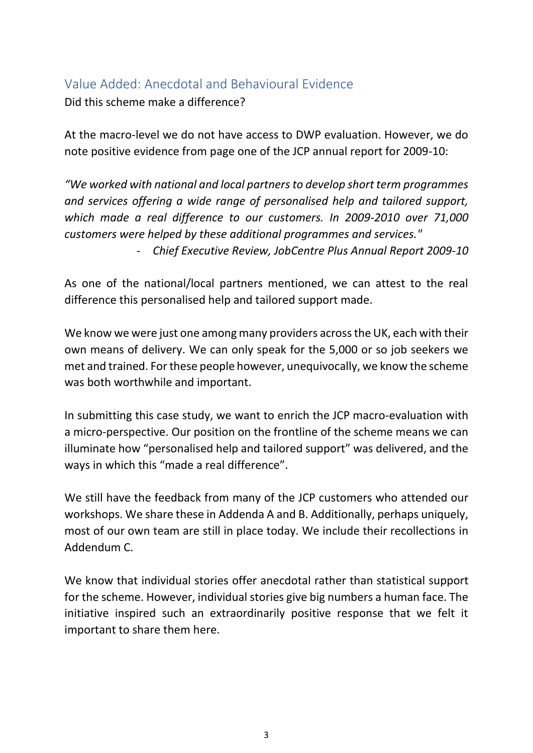## Value Added: Anecdotal and Behavioural Evidence

Did this scheme make a difference?

At the macro-level we do not have access to DWP evaluation. However, we do note positive evidence from page one of the JCP annual report for 2009-10:

*"We worked with national and local partners to develop short term programmes and services offering a wide range of personalised help and tailored support, which made a real difference to our customers. In 2009-2010 over 71,000 customers were helped by these additional programmes and services."*

- *Chief Executive Review, JobCentre Plus Annual Report 2009-10*

As one of the national/local partners mentioned, we can attest to the real difference this personalised help and tailored support made.

We know we were just one among many providers across the UK, each with their own means of delivery. We can only speak for the 5,000 or so job seekers we met and trained. For these people however, unequivocally, we know the scheme was both worthwhile and important.

In submitting this case study, we want to enrich the JCP macro-evaluation with a micro-perspective. Our position on the frontline of the scheme means we can illuminate how "personalised help and tailored support" was delivered, and the ways in which this "made a real difference".

We still have the feedback from many of the JCP customers who attended our workshops. We share these in Addenda A and B. Additionally, perhaps uniquely, most of our own team are still in place today. We include their recollections in Addendum C.

We know that individual stories offer anecdotal rather than statistical support for the scheme. However, individual stories give big numbers a human face. The initiative inspired such an extraordinarily positive response that we felt it important to share them here.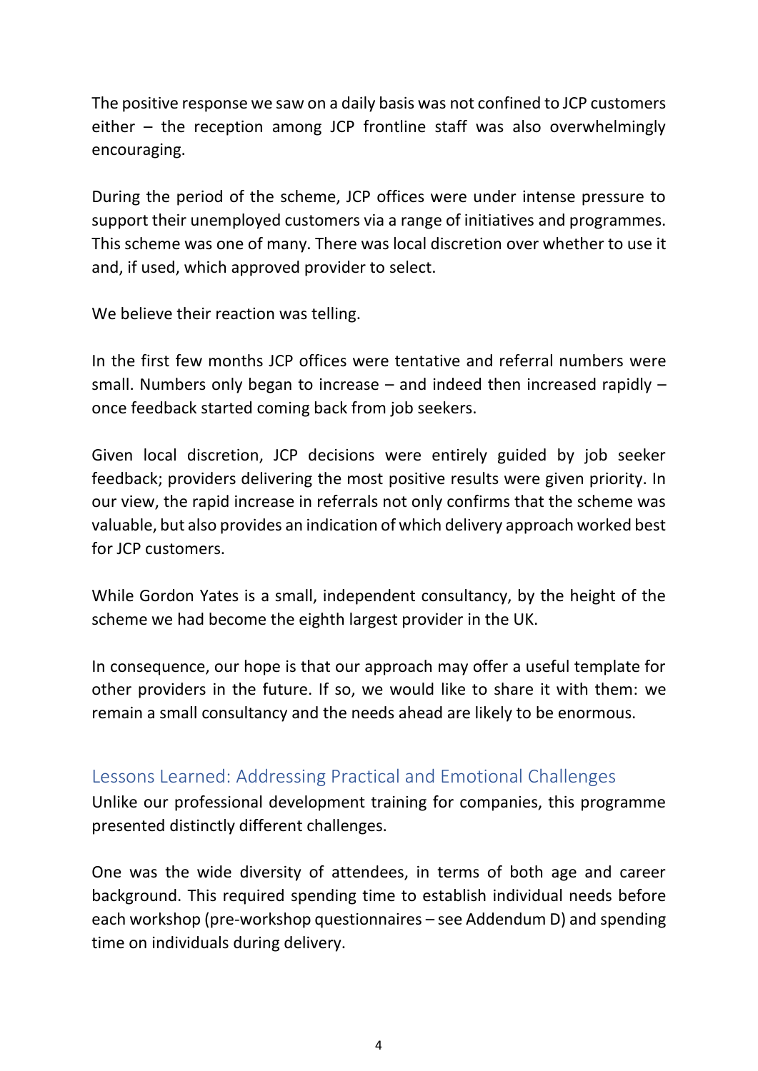The positive response we saw on a daily basis was not confined to JCP customers either – the reception among JCP frontline staff was also overwhelmingly encouraging.

During the period of the scheme, JCP offices were under intense pressure to support their unemployed customers via a range of initiatives and programmes. This scheme was one of many. There was local discretion over whether to use it and, if used, which approved provider to select.

We believe their reaction was telling.

In the first few months JCP offices were tentative and referral numbers were small. Numbers only began to increase – and indeed then increased rapidly – once feedback started coming back from job seekers.

Given local discretion, JCP decisions were entirely guided by job seeker feedback; providers delivering the most positive results were given priority. In our view, the rapid increase in referrals not only confirms that the scheme was valuable, but also provides an indication of which delivery approach worked best for JCP customers.

While Gordon Yates is a small, independent consultancy, by the height of the scheme we had become the eighth largest provider in the UK.

In consequence, our hope is that our approach may offer a useful template for other providers in the future. If so, we would like to share it with them: we remain a small consultancy and the needs ahead are likely to be enormous.

## Lessons Learned: Addressing Practical and Emotional Challenges

Unlike our professional development training for companies, this programme presented distinctly different challenges.

One was the wide diversity of attendees, in terms of both age and career background. This required spending time to establish individual needs before each workshop (pre-workshop questionnaires – see Addendum D) and spending time on individuals during delivery.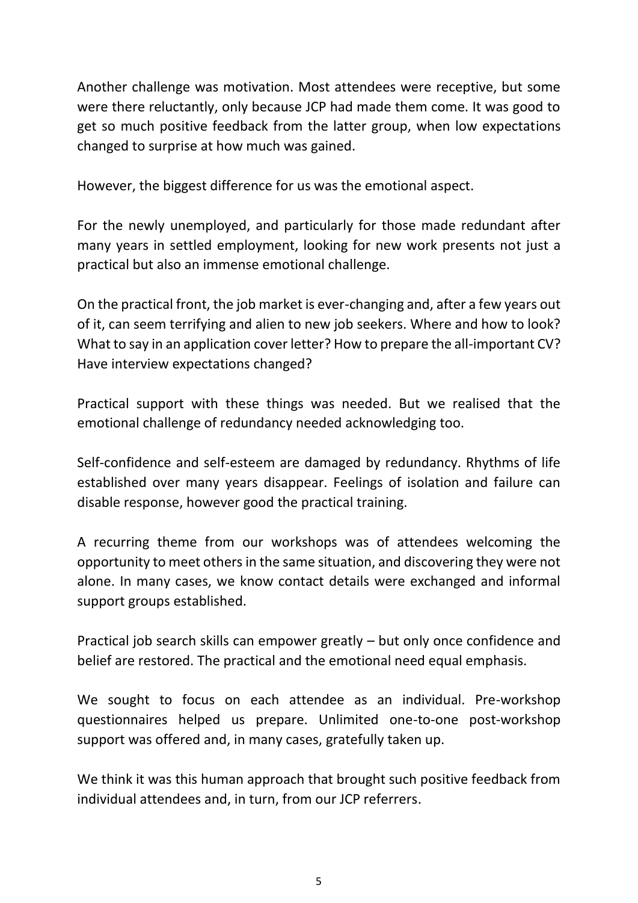Another challenge was motivation. Most attendees were receptive, but some were there reluctantly, only because JCP had made them come. It was good to get so much positive feedback from the latter group, when low expectations changed to surprise at how much was gained.

However, the biggest difference for us was the emotional aspect.

For the newly unemployed, and particularly for those made redundant after many years in settled employment, looking for new work presents not just a practical but also an immense emotional challenge.

On the practical front, the job market is ever-changing and, after a few years out of it, can seem terrifying and alien to new job seekers. Where and how to look? What to say in an application cover letter? How to prepare the all-important CV? Have interview expectations changed?

Practical support with these things was needed. But we realised that the emotional challenge of redundancy needed acknowledging too.

Self-confidence and self-esteem are damaged by redundancy. Rhythms of life established over many years disappear. Feelings of isolation and failure can disable response, however good the practical training.

A recurring theme from our workshops was of attendees welcoming the opportunity to meet others in the same situation, and discovering they were not alone. In many cases, we know contact details were exchanged and informal support groups established.

Practical job search skills can empower greatly – but only once confidence and belief are restored. The practical and the emotional need equal emphasis.

We sought to focus on each attendee as an individual. Pre-workshop questionnaires helped us prepare. Unlimited one-to-one post-workshop support was offered and, in many cases, gratefully taken up.

We think it was this human approach that brought such positive feedback from individual attendees and, in turn, from our JCP referrers.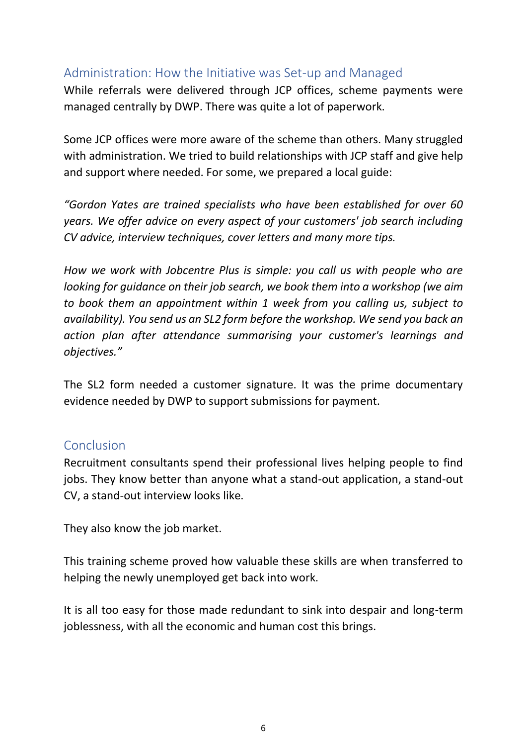## Administration: How the Initiative was Set-up and Managed

While referrals were delivered through JCP offices, scheme payments were managed centrally by DWP. There was quite a lot of paperwork.

Some JCP offices were more aware of the scheme than others. Many struggled with administration. We tried to build relationships with JCP staff and give help and support where needed. For some, we prepared a local guide:

*"Gordon Yates are trained specialists who have been established for over 60 years. We offer advice on every aspect of your customers' job search including CV advice, interview techniques, cover letters and many more tips.*

*How we work with Jobcentre Plus is simple: you call us with people who are looking for guidance on their job search, we book them into a workshop (we aim to book them an appointment within 1 week from you calling us, subject to availability). You send us an SL2 form before the workshop. We send you back an action plan after attendance summarising your customer's learnings and objectives."*

The SL2 form needed a customer signature. It was the prime documentary evidence needed by DWP to support submissions for payment.

## Conclusion

Recruitment consultants spend their professional lives helping people to find jobs. They know better than anyone what a stand-out application, a stand-out CV, a stand-out interview looks like.

They also know the job market.

This training scheme proved how valuable these skills are when transferred to helping the newly unemployed get back into work.

It is all too easy for those made redundant to sink into despair and long-term joblessness, with all the economic and human cost this brings.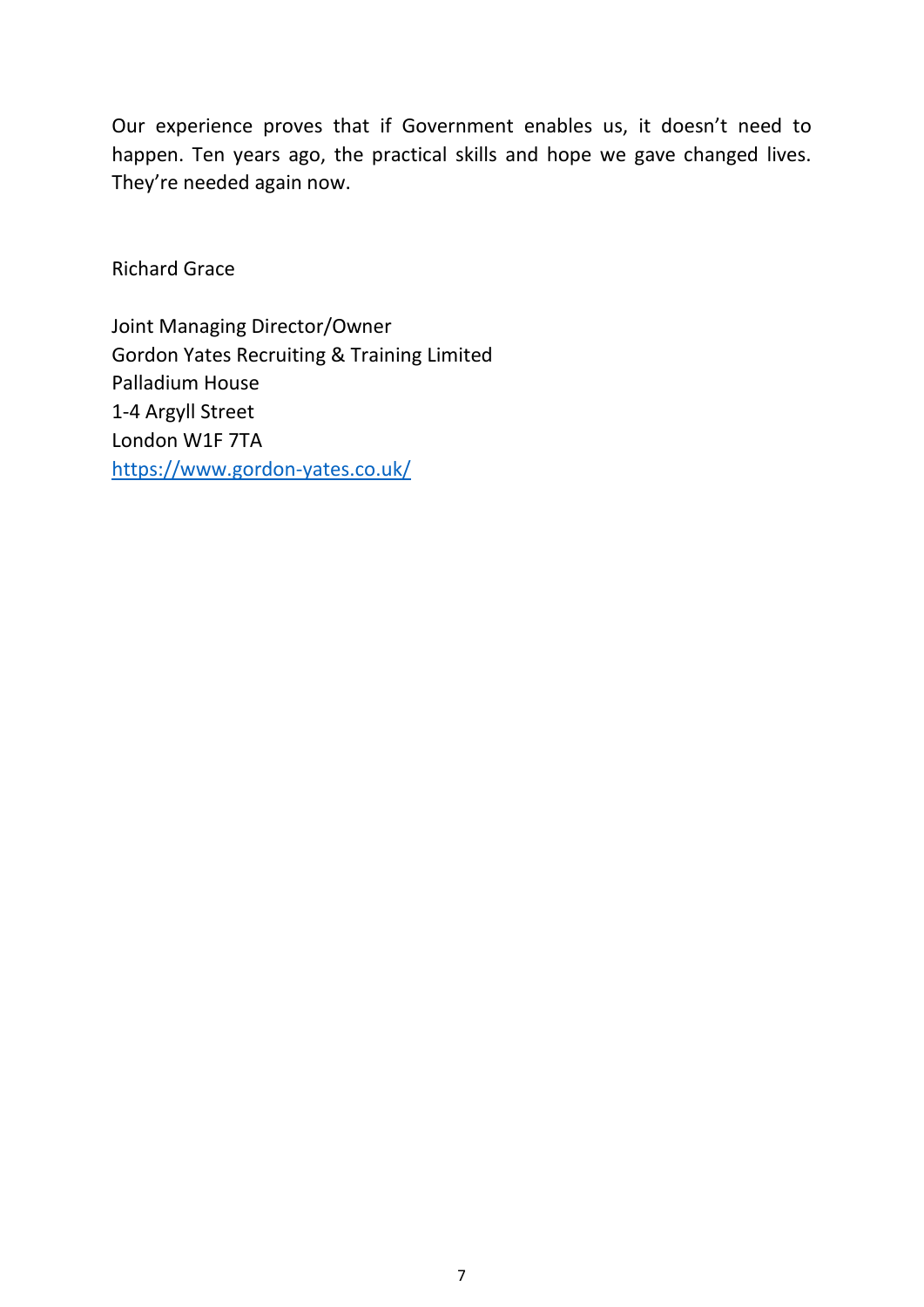Our experience proves that if Government enables us, it doesn't need to happen. Ten years ago, the practical skills and hope we gave changed lives. They're needed again now.

Richard Grace

Joint Managing Director/Owner  
Gordon Yates Recruiting & Training Limited  
Palladium House  
1-4 Argyll Street  
London W1F 7TA  
https://www.gordon-yates.co.uk/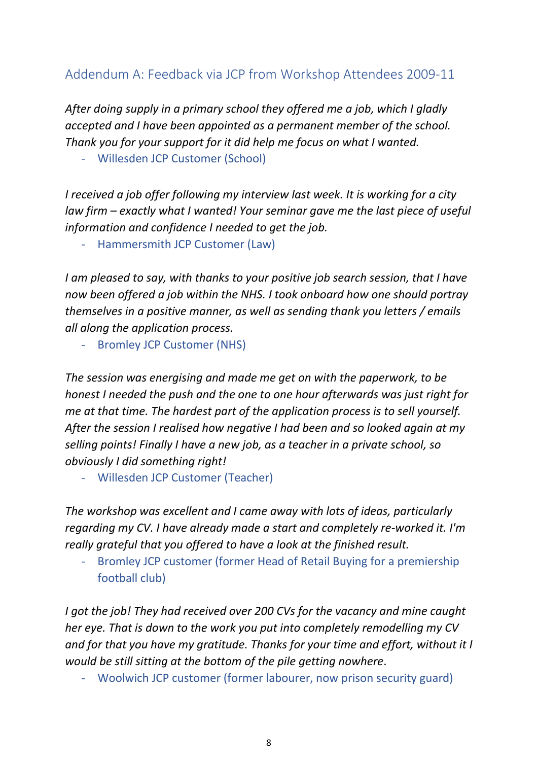## Addendum A: Feedback via JCP from Workshop Attendees 2009-11

*After doing supply in a primary school they offered me a job, which I gladly accepted and I have been appointed as a permanent member of the school. Thank you for your support for it did help me focus on what I wanted.*

- Willesden JCP Customer (School)

*I received a job offer following my interview last week. It is working for a city law firm – exactly what I wanted! Your seminar gave me the last piece of useful information and confidence I needed to get the job.*

- Hammersmith JCP Customer (Law)

*I am pleased to say, with thanks to your positive job search session, that I have now been offered a job within the NHS. I took onboard how one should portray themselves in a positive manner, as well as sending thank you letters / emails all along the application process.*

- Bromley JCP Customer (NHS)

*The session was energising and made me get on with the paperwork, to be honest I needed the push and the one to one hour afterwards was just right for me at that time. The hardest part of the application process is to sell yourself. After the session I realised how negative I had been and so looked again at my selling points! Finally I have a new job, as a teacher in a private school, so obviously I did something right!*

- Willesden JCP Customer (Teacher)

*The workshop was excellent and I came away with lots of ideas, particularly regarding my CV. I have already made a start and completely re-worked it. I'm really grateful that you offered to have a look at the finished result.*

- Bromley JCP customer (former Head of Retail Buying for a premiership football club)

*I got the job! They had received over 200 CVs for the vacancy and mine caught her eye. That is down to the work you put into completely remodelling my CV and for that you have my gratitude. Thanks for your time and effort, without it I would be still sitting at the bottom of the pile getting nowhere.*

- Woolwich JCP customer (former labourer, now prison security guard)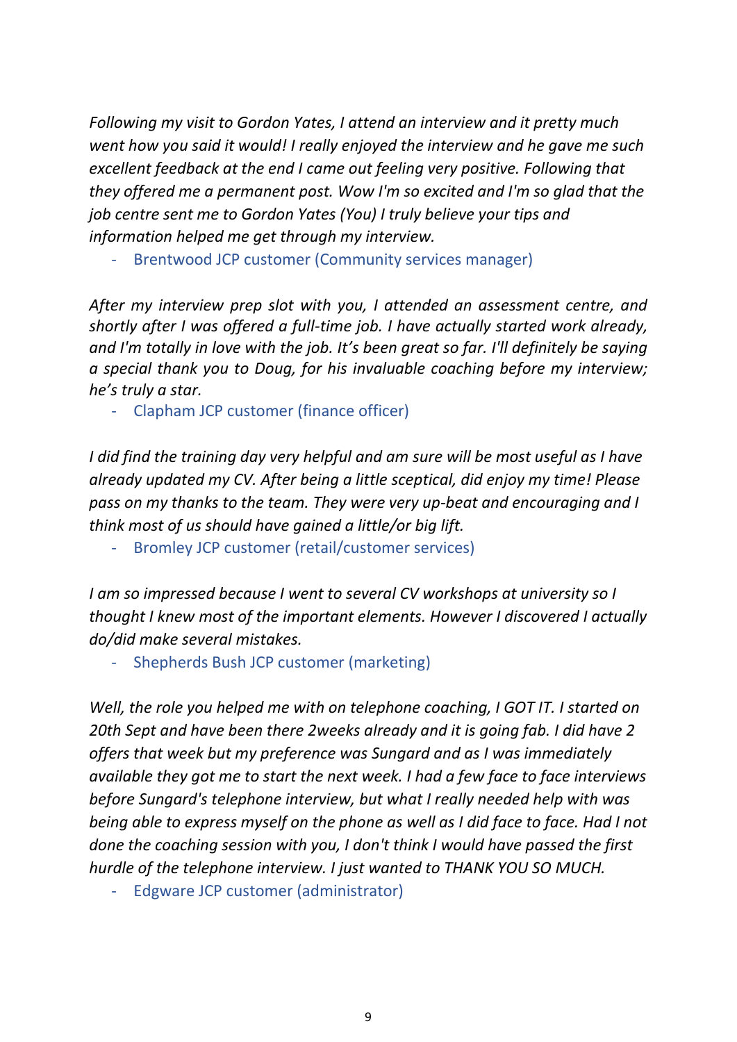*Following my visit to Gordon Yates, I attend an interview and it pretty much went how you said it would! I really enjoyed the interview and he gave me such excellent feedback at the end I came out feeling very positive. Following that they offered me a permanent post. Wow I'm so excited and I'm so glad that the job centre sent me to Gordon Yates (You) I truly believe your tips and information helped me get through my interview.*

- Brentwood JCP customer (Community services manager)

*After my interview prep slot with you, I attended an assessment centre, and shortly after I was offered a full-time job. I have actually started work already, and I'm totally in love with the job. It's been great so far. I'll definitely be saying a special thank you to Doug, for his invaluable coaching before my interview; he's truly a star.*

- Clapham JCP customer (finance officer)

*I did find the training day very helpful and am sure will be most useful as I have already updated my CV. After being a little sceptical, did enjoy my time! Please pass on my thanks to the team. They were very up-beat and encouraging and I think most of us should have gained a little/or big lift.*

- Bromley JCP customer (retail/customer services)

*I am so impressed because I went to several CV workshops at university so I thought I knew most of the important elements. However I discovered I actually do/did make several mistakes.*

- Shepherds Bush JCP customer (marketing)

*Well, the role you helped me with on telephone coaching, I GOT IT. I started on 20th Sept and have been there 2weeks already and it is going fab. I did have 2 offers that week but my preference was Sungard and as I was immediately available they got me to start the next week. I had a few face to face interviews before Sungard's telephone interview, but what I really needed help with was being able to express myself on the phone as well as I did face to face. Had I not done the coaching session with you, I don't think I would have passed the first hurdle of the telephone interview. I just wanted to THANK YOU SO MUCH.*

- Edgware JCP customer (administrator)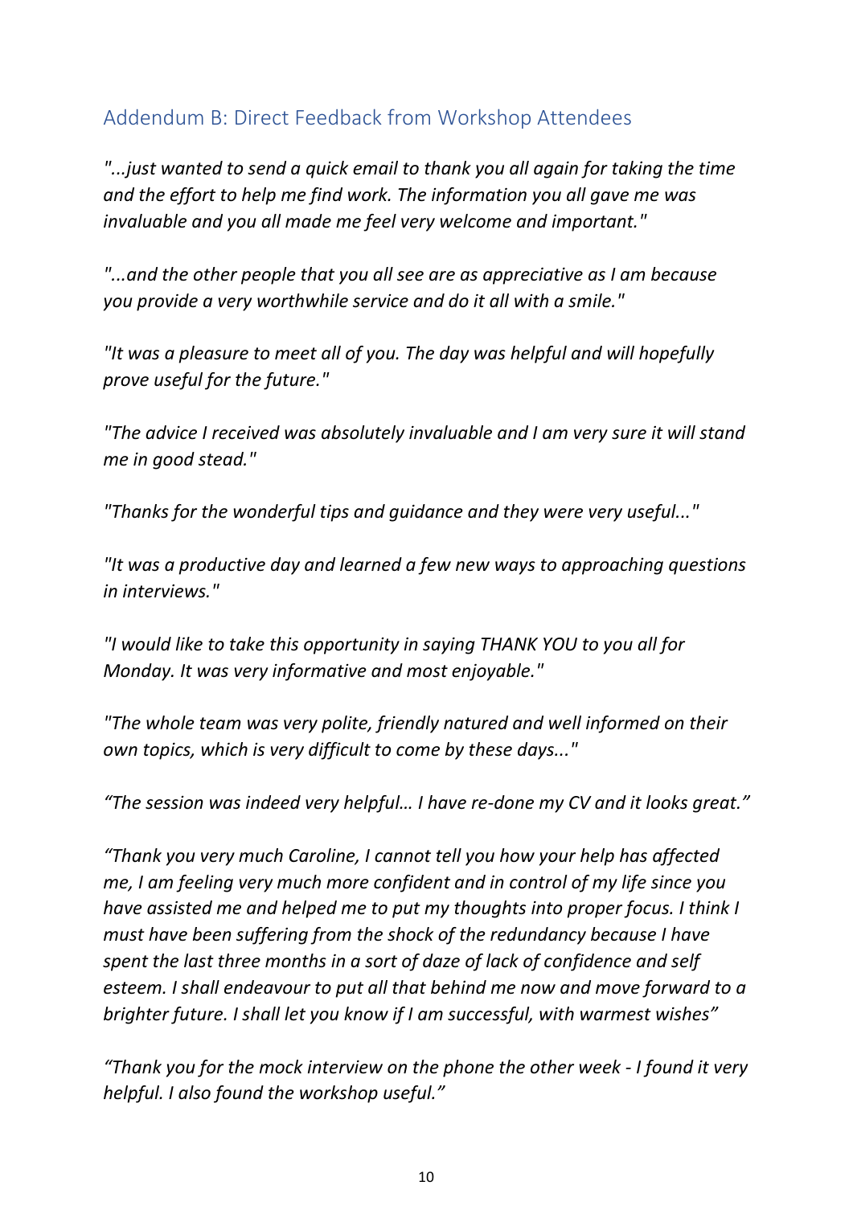## Addendum B: Direct Feedback from Workshop Attendees

*"...just wanted to send a quick email to thank you all again for taking the time and the effort to help me find work. The information you all gave me was invaluable and you all made me feel very welcome and important."*

*"...and the other people that you all see are as appreciative as I am because you provide a very worthwhile service and do it all with a smile."*

*"It was a pleasure to meet all of you. The day was helpful and will hopefully prove useful for the future."*

*"The advice I received was absolutely invaluable and I am very sure it will stand me in good stead."*

*"Thanks for the wonderful tips and guidance and they were very useful..."*

*"It was a productive day and learned a few new ways to approaching questions in interviews."*

*"I would like to take this opportunity in saying THANK YOU to you all for Monday. It was very informative and most enjoyable."*

*"The whole team was very polite, friendly natured and well informed on their own topics, which is very difficult to come by these days..."*

*"The session was indeed very helpful… I have re-done my CV and it looks great."*

*"Thank you very much Caroline, I cannot tell you how your help has affected me, I am feeling very much more confident and in control of my life since you have assisted me and helped me to put my thoughts into proper focus. I think I must have been suffering from the shock of the redundancy because I have spent the last three months in a sort of daze of lack of confidence and self esteem. I shall endeavour to put all that behind me now and move forward to a brighter future. I shall let you know if I am successful, with warmest wishes"*

*"Thank you for the mock interview on the phone the other week - I found it very helpful. I also found the workshop useful."*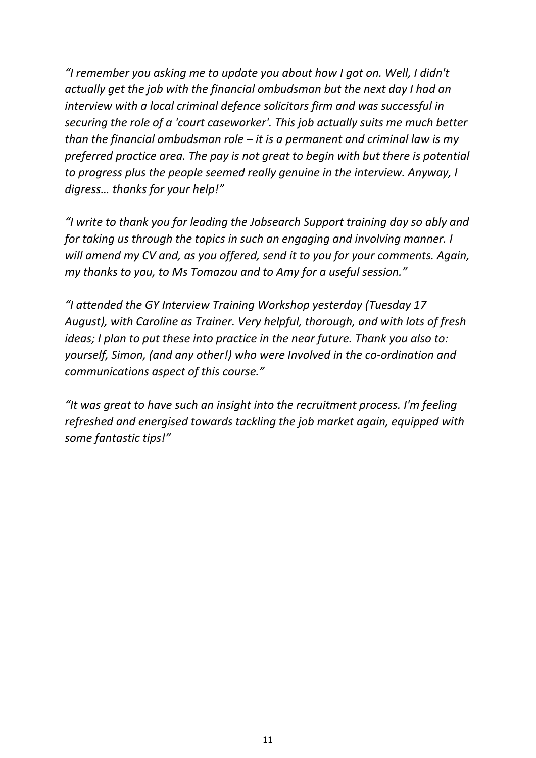*“I remember you asking me to update you about how I got on. Well, I didn't actually get the job with the financial ombudsman but the next day I had an interview with a local criminal defence solicitors firm and was successful in securing the role of a 'court caseworker'. This job actually suits me much better than the financial ombudsman role – it is a permanent and criminal law is my preferred practice area. The pay is not great to begin with but there is potential to progress plus the people seemed really genuine in the interview. Anyway, I digress… thanks for your help!”*

*“I write to thank you for leading the Jobsearch Support training day so ably and for taking us through the topics in such an engaging and involving manner. I will amend my CV and, as you offered, send it to you for your comments. Again, my thanks to you, to Ms Tomazou and to Amy for a useful session.”*

*“I attended the GY Interview Training Workshop yesterday (Tuesday 17 August), with Caroline as Trainer. Very helpful, thorough, and with lots of fresh ideas; I plan to put these into practice in the near future. Thank you also to: yourself, Simon, (and any other!) who were Involved in the co-ordination and communications aspect of this course.”*

*“It was great to have such an insight into the recruitment process. I'm feeling refreshed and energised towards tackling the job market again, equipped with some fantastic tips!”*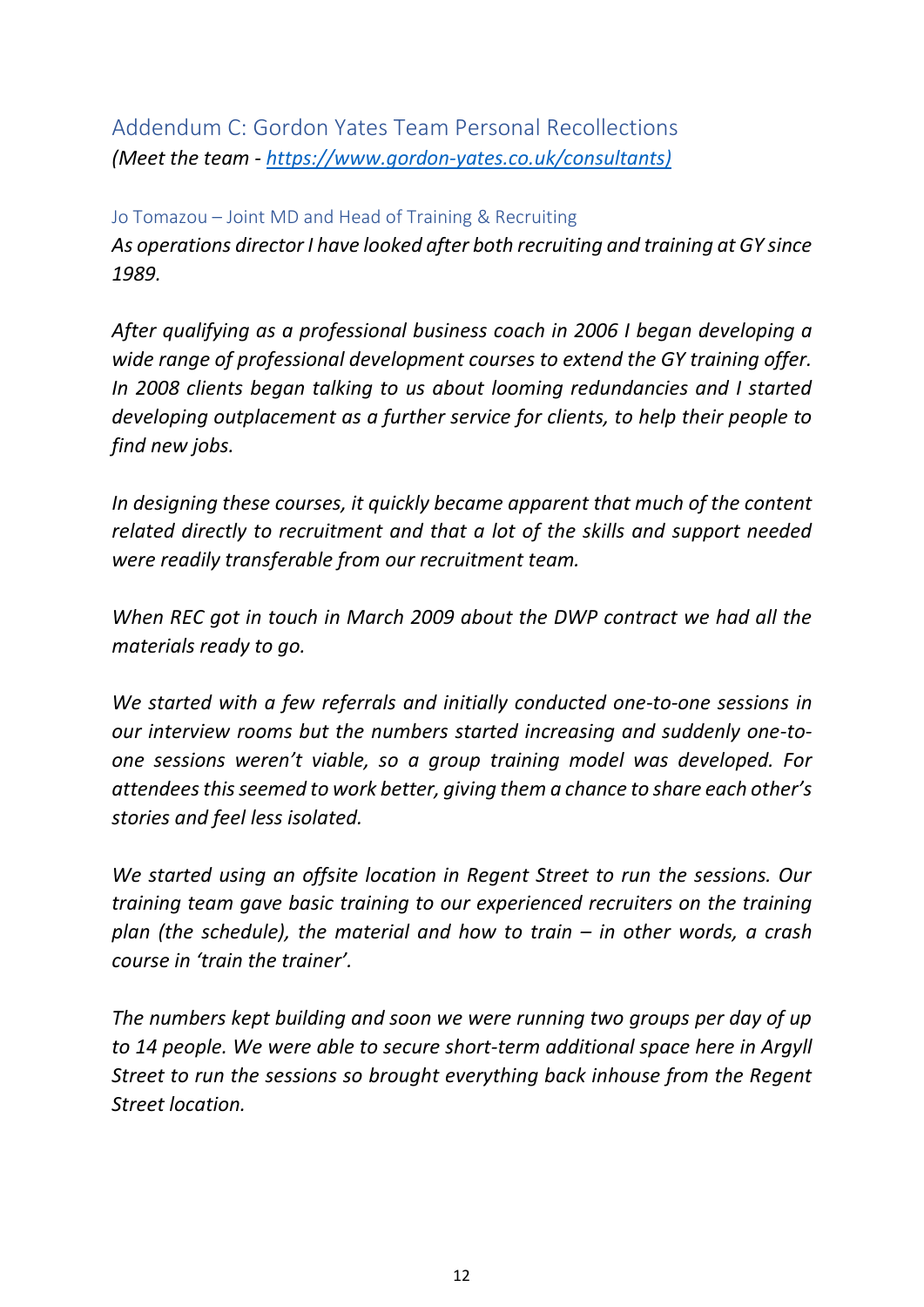## Addendum C: Gordon Yates Team Personal Recollections

*(Meet the team - [https://www.gordon-yates.co.uk/consultants)](https://www.gordon-yates.co.uk/consultants)*

### Jo Tomazou – Joint MD and Head of Training & Recruiting

*As operations director I have looked after both recruiting and training at GY since 1989.*

*After qualifying as a professional business coach in 2006 I began developing a wide range of professional development courses to extend the GY training offer. In 2008 clients began talking to us about looming redundancies and I started developing outplacement as a further service for clients, to help their people to find new jobs.*

*In designing these courses, it quickly became apparent that much of the content related directly to recruitment and that a lot of the skills and support needed were readily transferable from our recruitment team.*

*When REC got in touch in March 2009 about the DWP contract we had all the materials ready to go.*

*We started with a few referrals and initially conducted one-to-one sessions in our interview rooms but the numbers started increasing and suddenly one-to-one sessions weren't viable, so a group training model was developed. For attendees this seemed to work better, giving them a chance to share each other's stories and feel less isolated.*

*We started using an offsite location in Regent Street to run the sessions. Our training team gave basic training to our experienced recruiters on the training plan (the schedule), the material and how to train – in other words, a crash course in 'train the trainer'.*

*The numbers kept building and soon we were running two groups per day of up to 14 people. We were able to secure short-term additional space here in Argyll Street to run the sessions so brought everything back inhouse from the Regent Street location.*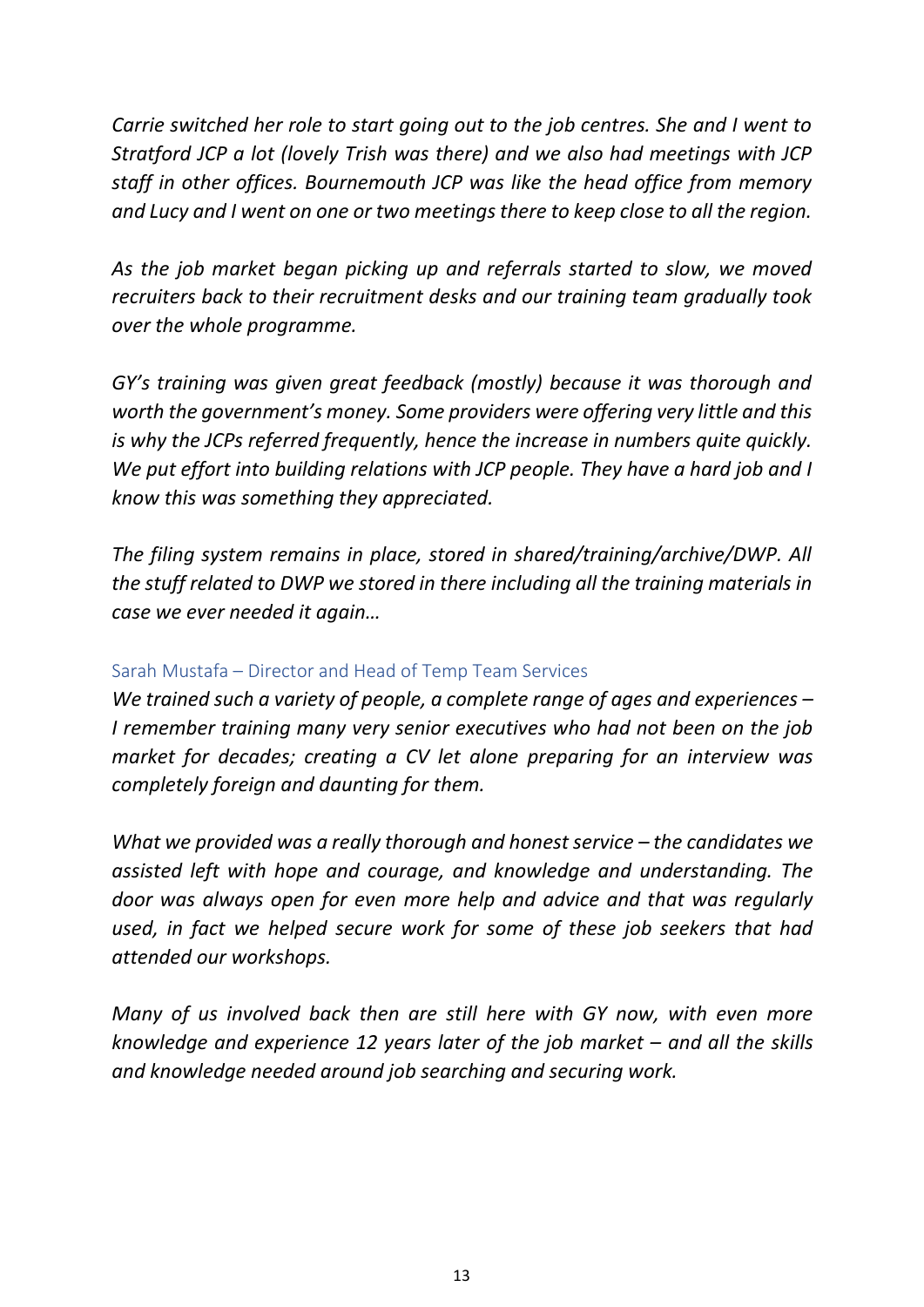*Carrie switched her role to start going out to the job centres. She and I went to Stratford JCP a lot (lovely Trish was there) and we also had meetings with JCP staff in other offices. Bournemouth JCP was like the head office from memory and Lucy and I went on one or two meetings there to keep close to all the region.*

*As the job market began picking up and referrals started to slow, we moved recruiters back to their recruitment desks and our training team gradually took over the whole programme.*

*GY's training was given great feedback (mostly) because it was thorough and worth the government's money. Some providers were offering very little and this is why the JCPs referred frequently, hence the increase in numbers quite quickly. We put effort into building relations with JCP people. They have a hard job and I know this was something they appreciated.*

*The filing system remains in place, stored in shared/training/archive/DWP. All the stuff related to DWP we stored in there including all the training materials in case we ever needed it again…*

### Sarah Mustafa – Director and Head of Temp Team Services

*We trained such a variety of people, a complete range of ages and experiences – I remember training many very senior executives who had not been on the job market for decades; creating a CV let alone preparing for an interview was completely foreign and daunting for them.*

*What we provided was a really thorough and honest service – the candidates we assisted left with hope and courage, and knowledge and understanding. The door was always open for even more help and advice and that was regularly used, in fact we helped secure work for some of these job seekers that had attended our workshops.*

*Many of us involved back then are still here with GY now, with even more knowledge and experience 12 years later of the job market – and all the skills and knowledge needed around job searching and securing work.*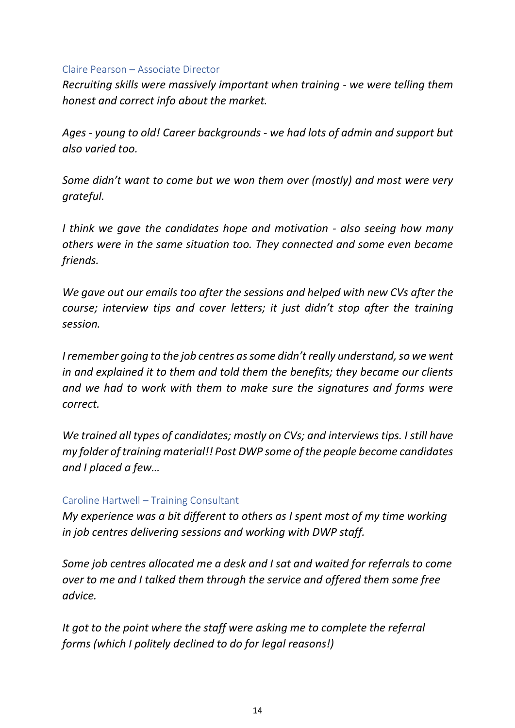### Claire Pearson – Associate Director

*Recruiting skills were massively important when training - we were telling them honest and correct info about the market.*

*Ages - young to old! Career backgrounds - we had lots of admin and support but also varied too.*

*Some didn't want to come but we won them over (mostly) and most were very grateful.*

*I think we gave the candidates hope and motivation - also seeing how many others were in the same situation too. They connected and some even became friends.*

*We gave out our emails too after the sessions and helped with new CVs after the course; interview tips and cover letters; it just didn't stop after the training session.*

*I remember going to the job centres as some didn't really understand, so we went in and explained it to them and told them the benefits; they became our clients and we had to work with them to make sure the signatures and forms were correct.*

*We trained all types of candidates; mostly on CVs; and interviews tips. I still have my folder of training material!! Post DWP some of the people become candidates and I placed a few…*

### Caroline Hartwell – Training Consultant

*My experience was a bit different to others as I spent most of my time working in job centres delivering sessions and working with DWP staff.*

*Some job centres allocated me a desk and I sat and waited for referrals to come over to me and I talked them through the service and offered them some free advice.*

*It got to the point where the staff were asking me to complete the referral forms (which I politely declined to do for legal reasons!)*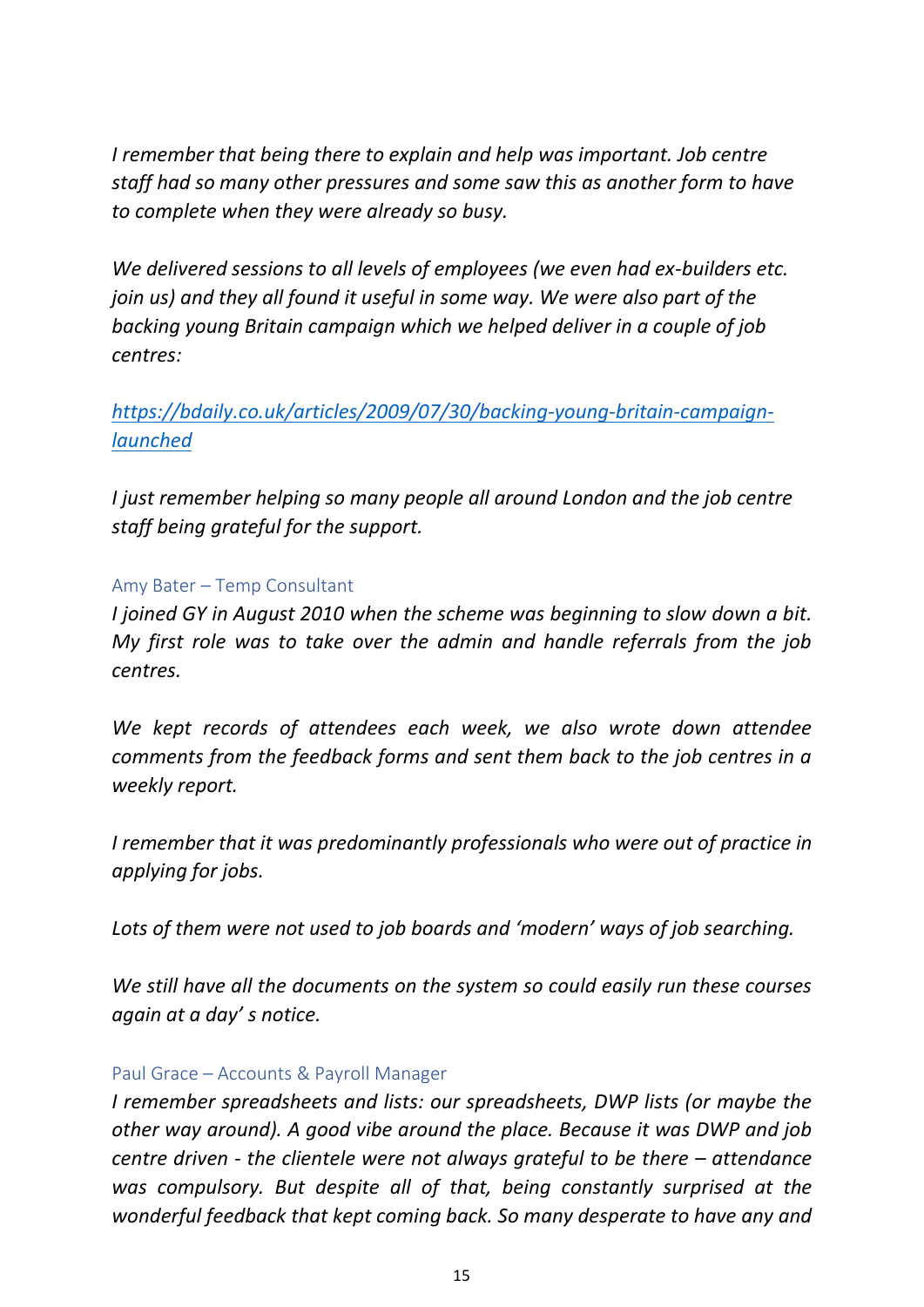*I remember that being there to explain and help was important. Job centre staff had so many other pressures and some saw this as another form to have to complete when they were already so busy.*

*We delivered sessions to all levels of employees (we even had ex-builders etc. join us) and they all found it useful in some way. We were also part of the backing young Britain campaign which we helped deliver in a couple of job centres:*

*[https://bdaily.co.uk/articles/2009/07/30/backing-young-britain-campaign-launched](https://bdaily.co.uk/articles/2009/07/30/backing-young-britain-campaign-launched)*

*I just remember helping so many people all around London and the job centre staff being grateful for the support.*

#### Amy Bater – Temp Consultant

*I joined GY in August 2010 when the scheme was beginning to slow down a bit. My first role was to take over the admin and handle referrals from the job centres.*

*We kept records of attendees each week, we also wrote down attendee comments from the feedback forms and sent them back to the job centres in a weekly report.*

*I remember that it was predominantly professionals who were out of practice in applying for jobs.*

*Lots of them were not used to job boards and 'modern' ways of job searching.*

*We still have all the documents on the system so could easily run these courses again at a day' s notice.*

#### Paul Grace – Accounts & Payroll Manager

*I remember spreadsheets and lists: our spreadsheets, DWP lists (or maybe the other way around). A good vibe around the place. Because it was DWP and job centre driven - the clientele were not always grateful to be there – attendance was compulsory. But despite all of that, being constantly surprised at the wonderful feedback that kept coming back. So many desperate to have any and*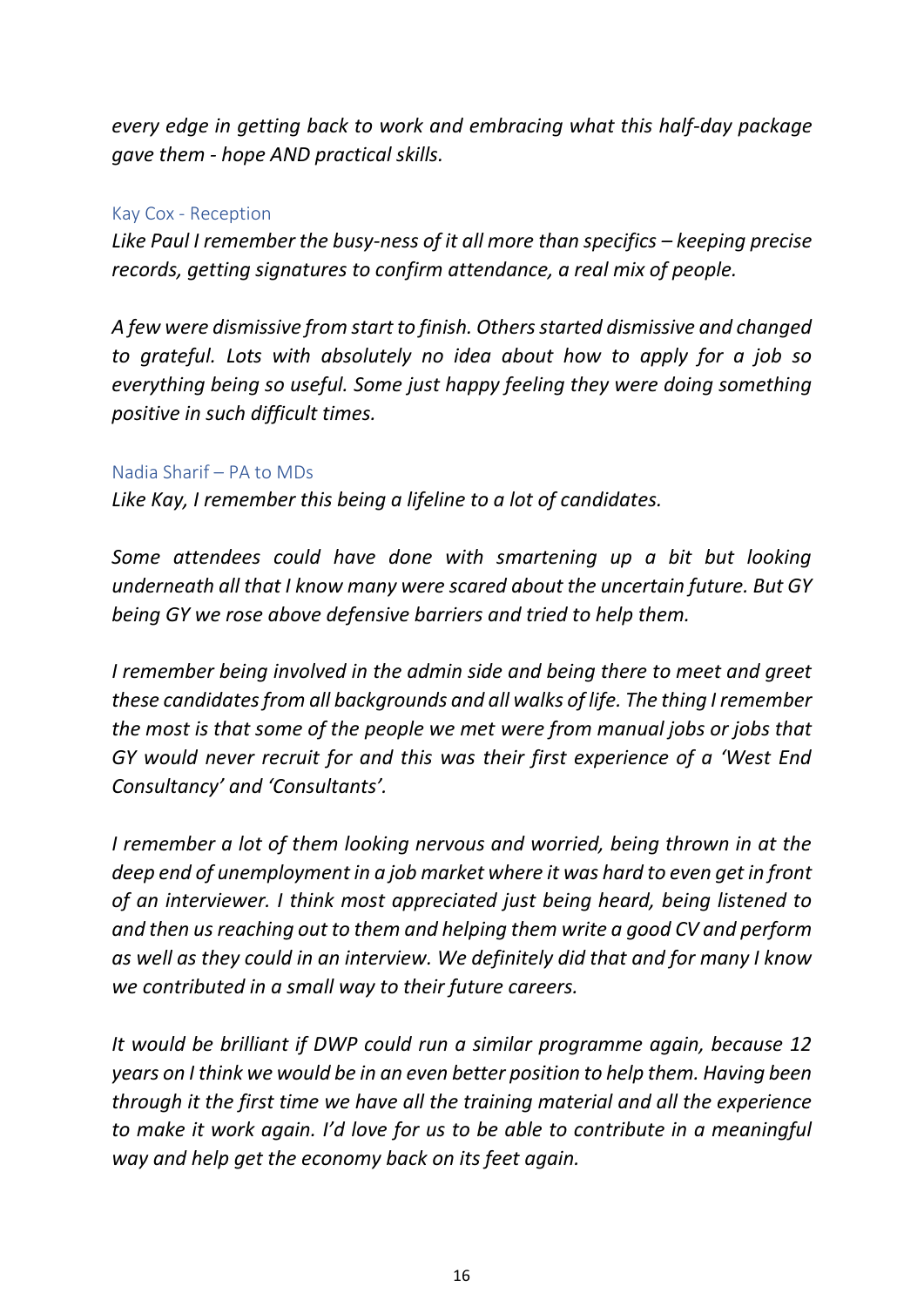*every edge in getting back to work and embracing what this half-day package gave them - hope AND practical skills.*

### Kay Cox - Reception

*Like Paul I remember the busy-ness of it all more than specifics – keeping precise records, getting signatures to confirm attendance, a real mix of people.*

*A few were dismissive from start to finish. Others started dismissive and changed to grateful. Lots with absolutely no idea about how to apply for a job so everything being so useful. Some just happy feeling they were doing something positive in such difficult times.*

### Nadia Sharif – PA to MDs

*Like Kay, I remember this being a lifeline to a lot of candidates.*

*Some attendees could have done with smartening up a bit but looking underneath all that I know many were scared about the uncertain future. But GY being GY we rose above defensive barriers and tried to help them.*

*I remember being involved in the admin side and being there to meet and greet these candidates from all backgrounds and all walks of life. The thing I remember the most is that some of the people we met were from manual jobs or jobs that GY would never recruit for and this was their first experience of a 'West End Consultancy' and 'Consultants'.*

*I remember a lot of them looking nervous and worried, being thrown in at the deep end of unemployment in a job market where it was hard to even get in front of an interviewer. I think most appreciated just being heard, being listened to and then us reaching out to them and helping them write a good CV and perform as well as they could in an interview. We definitely did that and for many I know we contributed in a small way to their future careers.*

*It would be brilliant if DWP could run a similar programme again, because 12 years on I think we would be in an even better position to help them. Having been through it the first time we have all the training material and all the experience to make it work again. I'd love for us to be able to contribute in a meaningful way and help get the economy back on its feet again.*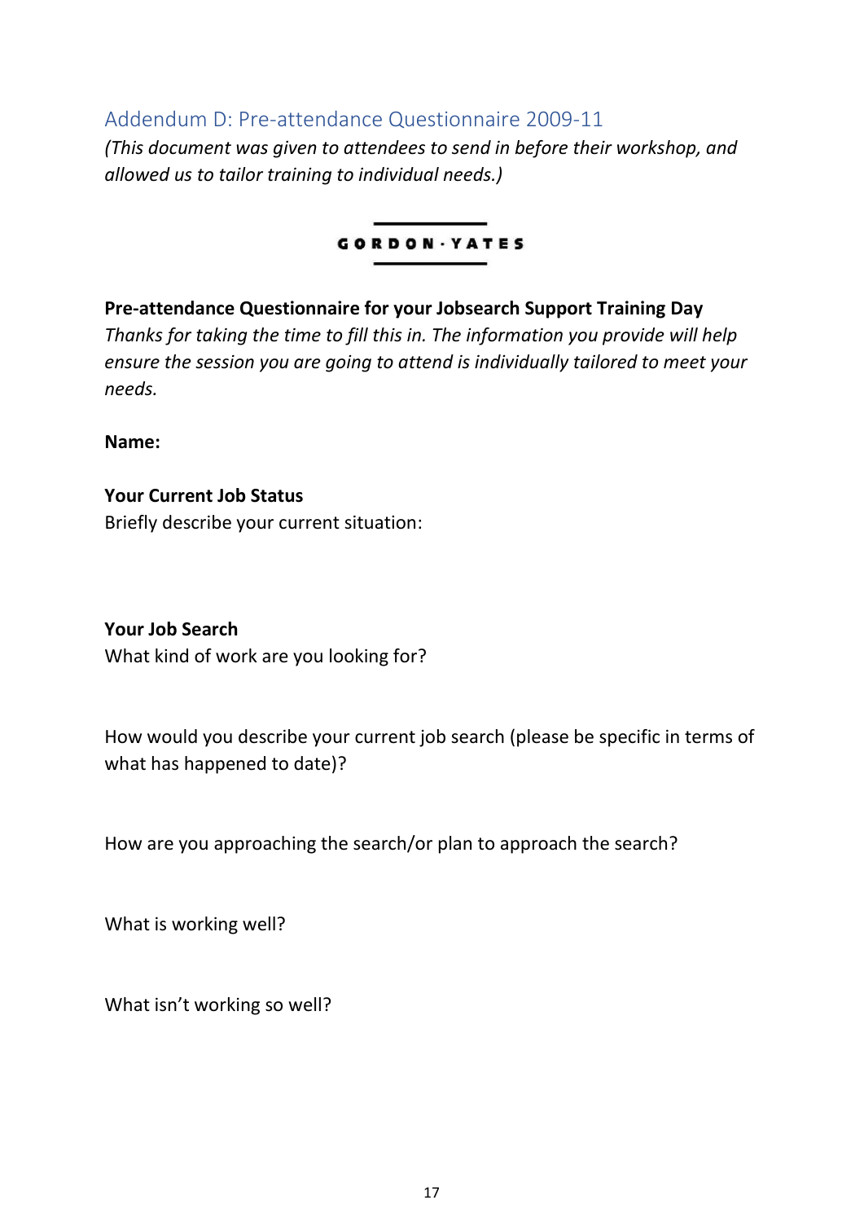## Addendum D: Pre-attendance Questionnaire 2009-11

*(This document was given to attendees to send in before their workshop, and allowed us to tailor training to individual needs.)*

**GORDON·YATES**

**Pre-attendance Questionnaire for your Jobsearch Support Training Day**

*Thanks for taking the time to fill this in. The information you provide will help ensure the session you are going to attend is individually tailored to meet your needs.*

**Name:**

**Your Current Job Status**

Briefly describe your current situation:

**Your Job Search**

What kind of work are you looking for?

How would you describe your current job search (please be specific in terms of what has happened to date)?

How are you approaching the search/or plan to approach the search?

What is working well?

What isn't working so well?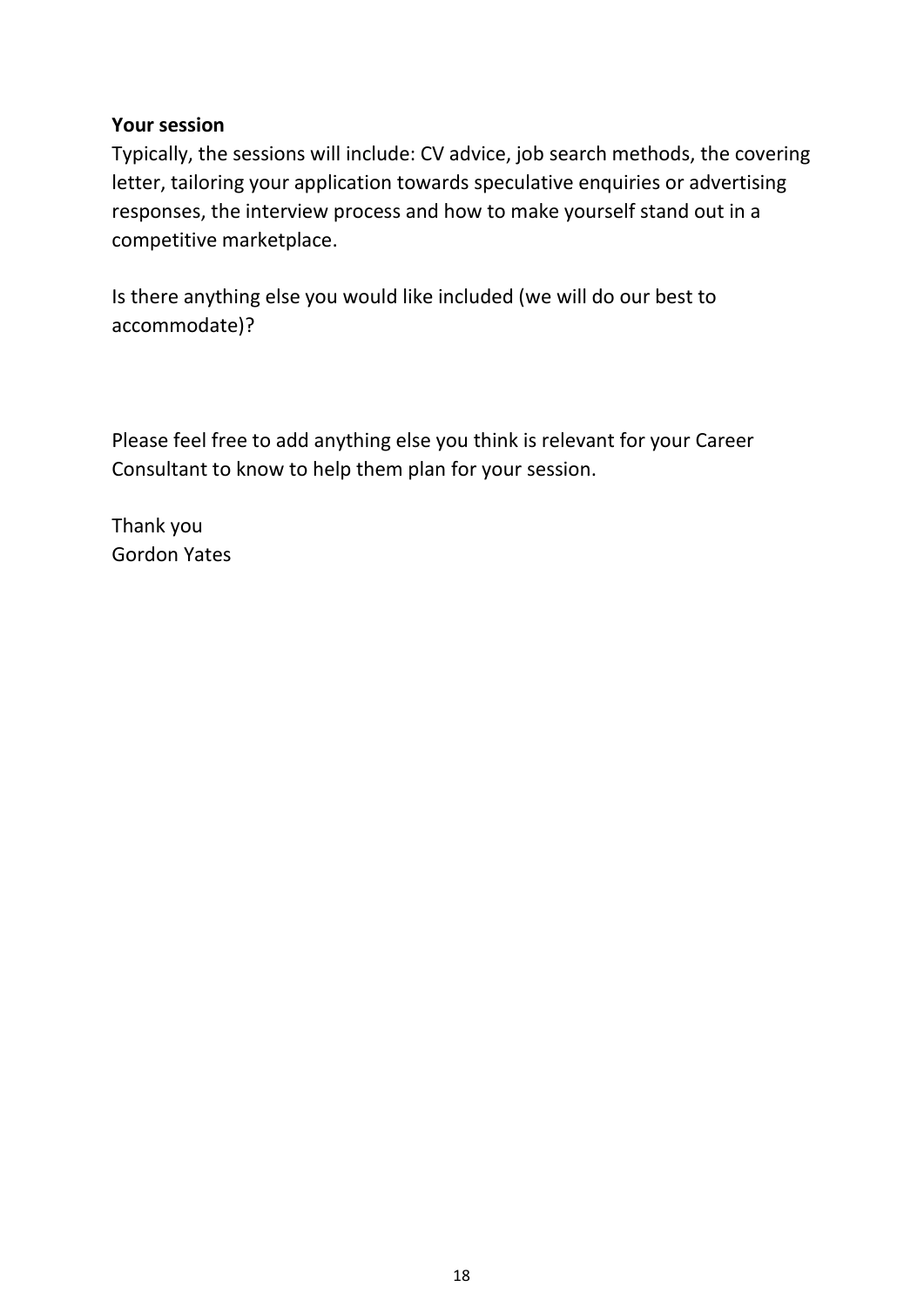**Your session**

Typically, the sessions will include: CV advice, job search methods, the covering letter, tailoring your application towards speculative enquiries or advertising responses, the interview process and how to make yourself stand out in a competitive marketplace.

Is there anything else you would like included (we will do our best to accommodate)?

Please feel free to add anything else you think is relevant for your Career Consultant to know to help them plan for your session.

Thank you  
Gordon Yates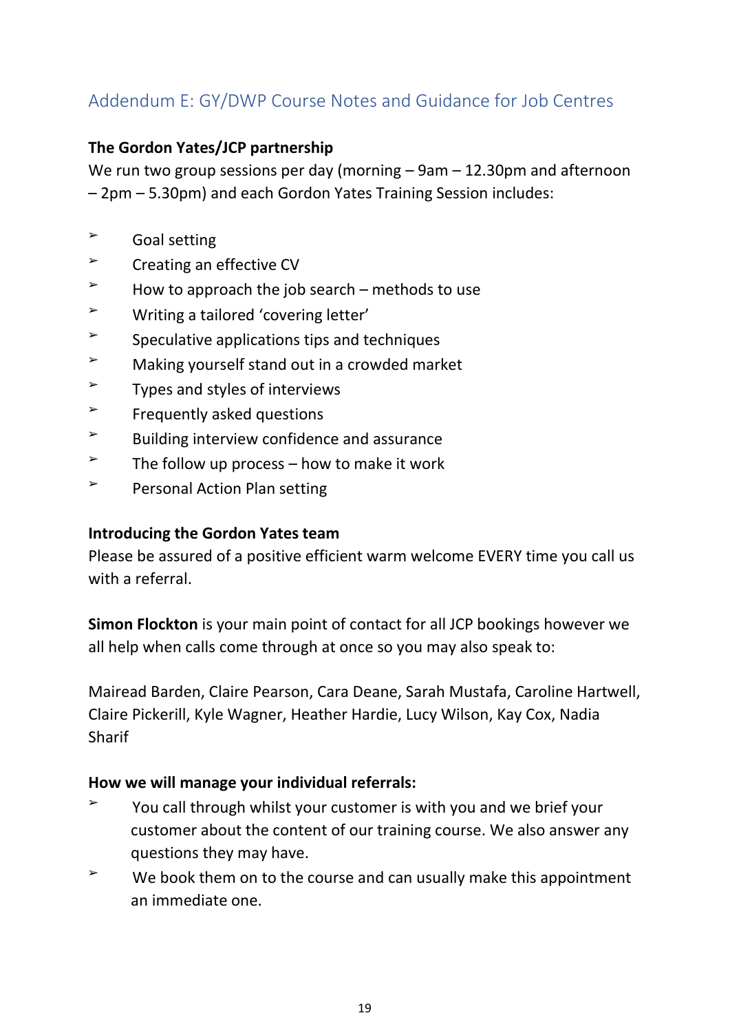## Addendum E: GY/DWP Course Notes and Guidance for Job Centres

**The Gordon Yates/JCP partnership**

We run two group sessions per day (morning – 9am – 12.30pm and afternoon – 2pm – 5.30pm) and each Gordon Yates Training Session includes:

- Goal setting
- Creating an effective CV
- How to approach the job search – methods to use
- Writing a tailored 'covering letter'
- Speculative applications tips and techniques
- Making yourself stand out in a crowded market
- Types and styles of interviews
- Frequently asked questions
- Building interview confidence and assurance
- The follow up process – how to make it work
- Personal Action Plan setting

**Introducing the Gordon Yates team**

Please be assured of a positive efficient warm welcome EVERY time you call us with a referral.

**Simon Flockton** is your main point of contact for all JCP bookings however we all help when calls come through at once so you may also speak to:

Mairead Barden, Claire Pearson, Cara Deane, Sarah Mustafa, Caroline Hartwell, Claire Pickerill, Kyle Wagner, Heather Hardie, Lucy Wilson, Kay Cox, Nadia Sharif

**How we will manage your individual referrals:**

- You call through whilst your customer is with you and we brief your customer about the content of our training course. We also answer any questions they may have.
- We book them on to the course and can usually make this appointment an immediate one.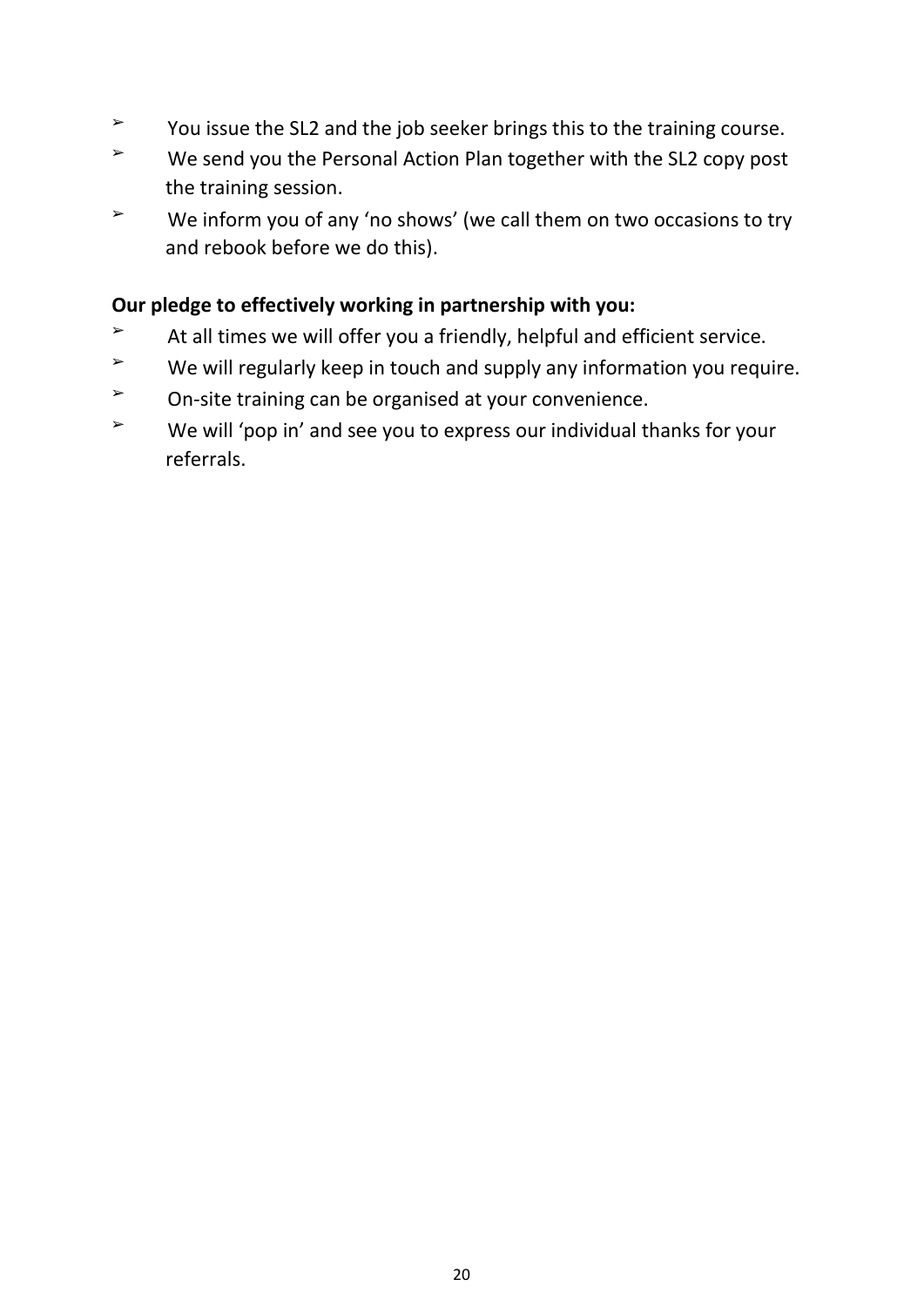- You issue the SL2 and the job seeker brings this to the training course.
- We send you the Personal Action Plan together with the SL2 copy post the training session.
- We inform you of any 'no shows' (we call them on two occasions to try and rebook before we do this).

**Our pledge to effectively working in partnership with you:**

- At all times we will offer you a friendly, helpful and efficient service.
- We will regularly keep in touch and supply any information you require.
- On-site training can be organised at your convenience.
- We will 'pop in' and see you to express our individual thanks for your referrals.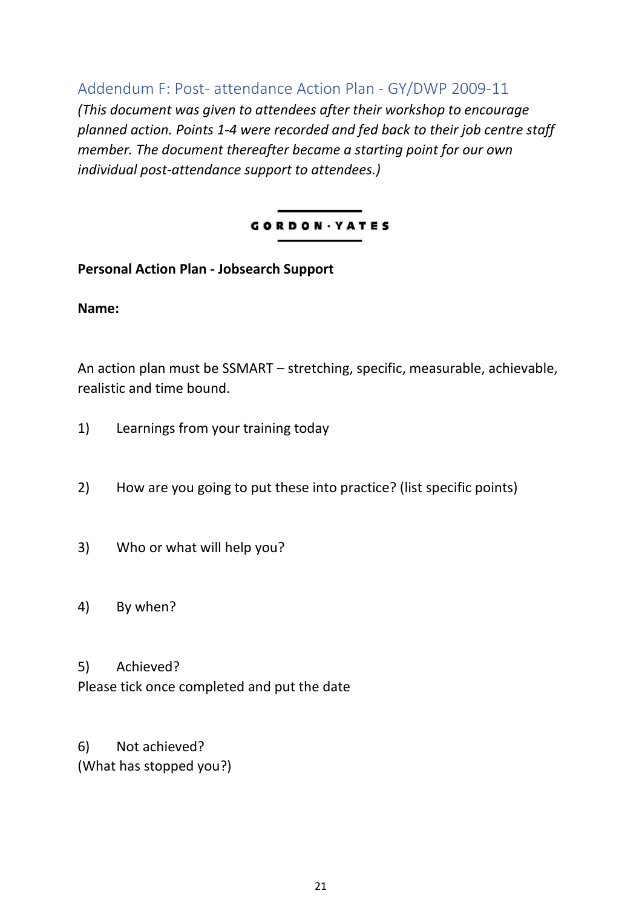## Addendum F: Post- attendance Action Plan - GY/DWP 2009-11

*(This document was given to attendees after their workshop to encourage planned action. Points 1-4 were recorded and fed back to their job centre staff member. The document thereafter became a starting point for our own individual post-attendance support to attendees.)*

GORDON·YATES

**Personal Action Plan - Jobsearch Support**

**Name:**

An action plan must be SSMART – stretching, specific, measurable, achievable, realistic and time bound.

1) Learnings from your training today

2) How are you going to put these into practice? (list specific points)

3) Who or what will help you?

4) By when?

5) Achieved?
Please tick once completed and put the date

6) Not achieved?
(What has stopped you?)